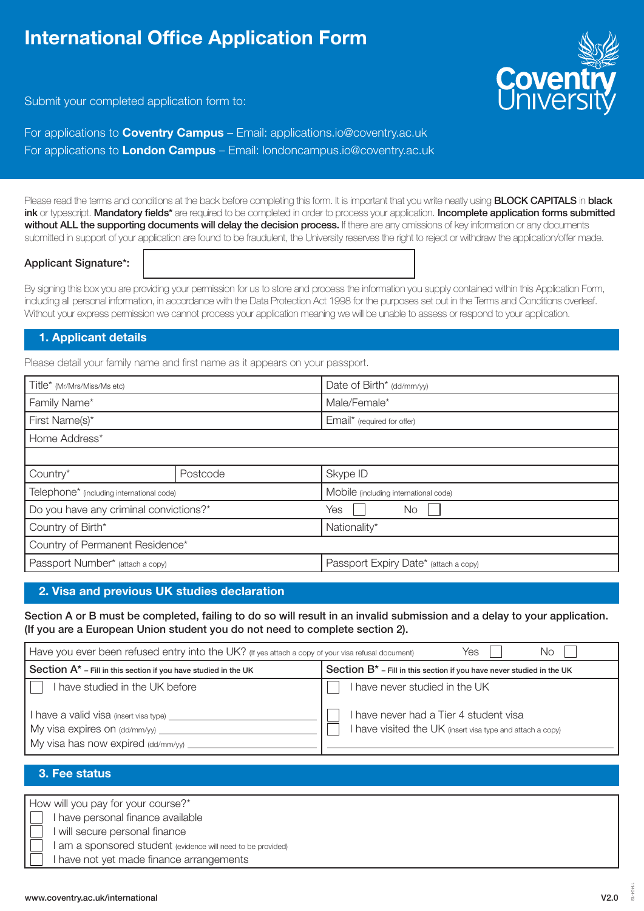# International Office Application Form

Submit your completed application form to:

For applications to **Coventry Campus** – Email: applications.io@coventry.ac.uk
For applications to **London Campus** – Email: londoncampus.io@coventry.ac.uk

Please read the terms and conditions at the back before completing this form. It is important that you write neatly using **BLOCK CAPITALS** in **black ink** or typescript. **Mandatory fields*** are required to be completed in order to process your application. **Incomplete application forms submitted without ALL the supporting documents will delay the decision process.** If there are any omissions of key information or any documents submitted in support of your application are found to be fraudulent, the University reserves the right to reject or withdraw the application/offer made.

**Applicant Signature*:**

By signing this box you are providing your permission for us to store and process the information you supply contained within this Application Form, including all personal information, in accordance with the Data Protection Act 1998 for the purposes set out in the Terms and Conditions overleaf. Without your express permission we cannot process your application meaning we will be unable to assess or respond to your application.

## 1. Applicant details

Please detail your family name and first name as it appears on your passport.

| | | |
|---|---|---|
| Title* (Mr/Mrs/Miss/Ms etc) | | Date of Birth* (dd/mm/yy) |
| Family Name* | | Male/Female* |
| First Name(s)* | | Email* (required for offer) |
| Home Address* | | |
| | | |
| Country* | Postcode | Skype ID |
| Telephone* (including international code) | | Mobile (including international code) |
| Do you have any criminal convictions?* | | Yes ☐ No ☐ |
| Country of Birth* | | Nationality* |
| Country of Permanent Residence* | | |
| Passport Number* (attach a copy) | | Passport Expiry Date* (attach a copy) |

## 2. Visa and previous UK studies declaration

**Section A or B must be completed, failing to do so will result in an invalid submission and a delay to your application. (If you are a European Union student you do not need to complete section 2).**

Have you ever been refused entry into the UK? (If yes attach a copy of your visa refusal document) Yes ☐ No ☐

| **Section A*** – Fill in this section if you have studied in the UK | **Section B*** – Fill in this section if you have never studied in the UK |
|---|---|
| ☐ I have studied in the UK before | ☐ I have never studied in the UK |
| I have a valid visa (insert visa type) ______ | ☐ I have never had a Tier 4 student visa |
| My visa expires on (dd/mm/yy) ______ | ☐ I have visited the UK (insert visa type and attach a copy) |
| My visa has now expired (dd/mm/yy) ______ | ______ |

## 3. Fee status

How will you pay for your course?*

- ☐ I have personal finance available
- ☐ I will secure personal finance
- ☐ I am a sponsored student (evidence will need to be provided)
- ☐ I have not yet made finance arrangements

www.coventry.ac.uk/international

V2.0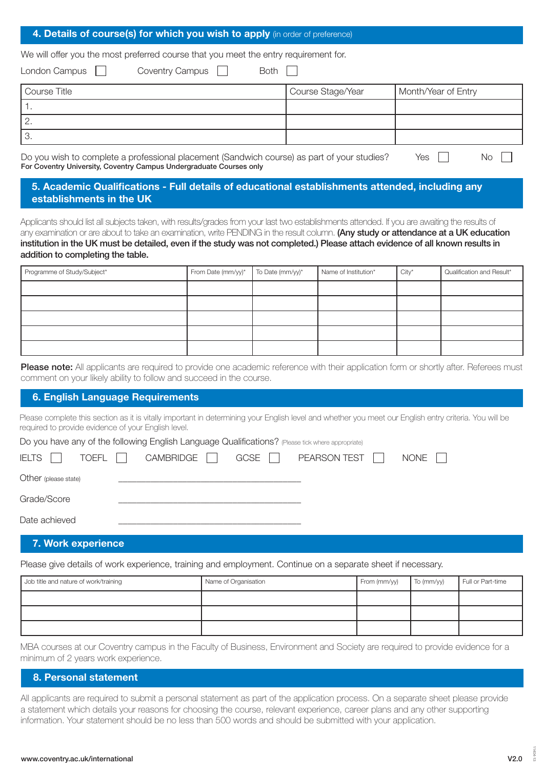## 4. Details of course(s) for which you wish to apply (in order of preference)

We will offer you the most preferred course that you meet the entry requirement for.

London Campus ☐ Coventry Campus ☐ Both ☐

| Course Title | Course Stage/Year | Month/Year of Entry |
|---|---|---|
| 1. | | |
| 2. | | |
| 3. | | |

Do you wish to complete a professional placement (Sandwich course) as part of your studies? Yes ☐ No ☐
**For Coventry University, Coventry Campus Undergraduate Courses only**

## 5. Academic Qualifications - Full details of educational establishments attended, including any establishments in the UK

Applicants should list all subjects taken, with results/grades from your last two establishments attended. If you are awaiting the results of any examination or are about to take an examination, write PENDING in the result column. **(Any study or attendance at a UK education institution in the UK must be detailed, even if the study was not completed.) Please attach evidence of all known results in addition to completing the table.**

| Programme of Study/Subject* | From Date (mm/yy)* | To Date (mm/yy)* | Name of Institution* | City* | Qualification and Result* |
|---|---|---|---|---|---|
| | | | | | |
| | | | | | |
| | | | | | |
| | | | | | |
| | | | | | |

**Please note:** All applicants are required to provide one academic reference with their application form or shortly after. Referees must comment on your likely ability to follow and succeed in the course.

## 6. English Language Requirements

Please complete this section as it is vitally important in determining your English level and whether you meet our English entry criteria. You will be required to provide evidence of your English level.

Do you have any of the following English Language Qualifications? (Please tick where appropriate)

IELTS ☐ TOEFL ☐ CAMBRIDGE ☐ GCSE ☐ PEARSON TEST ☐ NONE ☐

Other (please state) ______________________________

Grade/Score ______________________________

Date achieved ______________________________

## 7. Work experience

Please give details of work experience, training and employment. Continue on a separate sheet if necessary.

| Job title and nature of work/training | Name of Organisation | From (mm/yy) | To (mm/yy) | Full or Part-time |
|---|---|---|---|---|
| | | | | |
| | | | | |
| | | | | |

MBA courses at our Coventry campus in the Faculty of Business, Environment and Society are required to provide evidence for a minimum of 2 years work experience.

## 8. Personal statement

All applicants are required to submit a personal statement as part of the application process. On a separate sheet please provide a statement which details your reasons for choosing the course, relevant experience, career plans and any other supporting information. Your statement should be no less than 500 words and should be submitted with your application.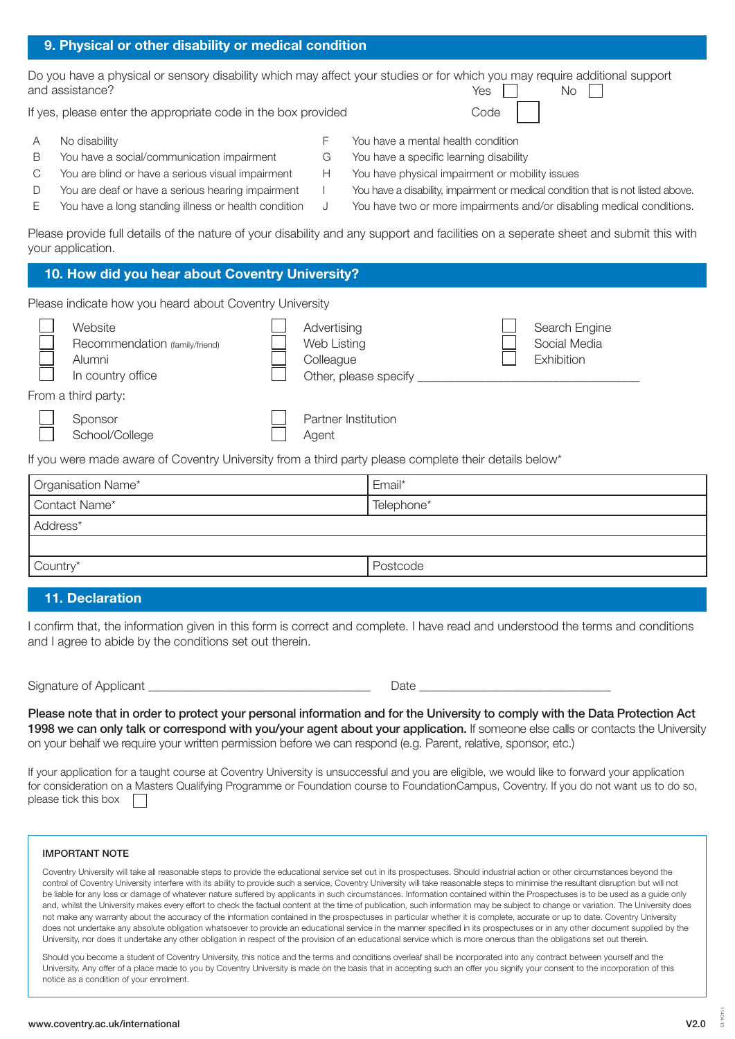## 9. Physical or other disability or medical condition

Do you have a physical or sensory disability which may affect your studies or for which you may require additional support and assistance? Yes ☐ No ☐

If yes, please enter the appropriate code in the box provided Code ☐

- A No disability
- B You have a social/communication impairment
- C You are blind or have a serious visual impairment
- D You are deaf or have a serious hearing impairment
- E You have a long standing illness or health condition
- F You have a mental health condition
- G You have a specific learning disability
- H You have physical impairment or mobility issues
- I You have a disability, impairment or medical condition that is not listed above.
- J You have two or more impairments and/or disabling medical conditions.

Please provide full details of the nature of your disability and any support and facilities on a seperate sheet and submit this with your application.

## 10. How did you hear about Coventry University?

Please indicate how you heard about Coventry University

- ☐ Website
- ☐ Recommendation (family/friend)
- ☐ Alumni
- ☐ In country office
- ☐ Advertising
- ☐ Web Listing
- ☐ Colleague
- ☐ Other, please specify ___________________________
- ☐ Search Engine
- ☐ Social Media
- ☐ Exhibition

From a third party:

- ☐ Sponsor
- ☐ School/College
- ☐ Partner Institution
- ☐ Agent

If you were made aware of Coventry University from a third party please complete their details below*

| Organisation Name* | Email* |
|---|---|
| Contact Name* | Telephone* |
| Address* | |
| | |
| Country* | Postcode |

## 11. Declaration

I confirm that, the information given in this form is correct and complete. I have read and understood the terms and conditions and I agree to abide by the conditions set out therein.

Signature of Applicant ___________________________ Date ___________________________

**Please note that in order to protect your personal information and for the University to comply with the Data Protection Act 1998 we can only talk or correspond with you/your agent about your application.** If someone else calls or contacts the University on your behalf we require your written permission before we can respond (e.g. Parent, relative, sponsor, etc.)

If your application for a taught course at Coventry University is unsuccessful and you are eligible, we would like to forward your application for consideration on a Masters Qualifying Programme or Foundation course to FoundationCampus, Coventry. If you do not want us to do so, please tick this box ☐

IMPORTANT NOTE

Coventry University will take all reasonable steps to provide the educational service set out in its prospectuses. Should industrial action or other circumstances beyond the control of Coventry University interfere with its ability to provide such a service, Coventry University will take reasonable steps to minimise the resultant disruption but will not be liable for any loss or damage of whatever nature suffered by applicants in such circumstances. Information contained within the Prospectuses is to be used as a guide only and, whilst the University makes every effort to check the factual content at the time of publication, such information may be subject to change or variation. The University does not make any warranty about the accuracy of the information contained in the prospectuses in particular whether it is complete, accurate or up to date. Coventry University does not undertake any absolute obligation whatsoever to provide an educational service in the manner specified in its prospectuses or in any other document supplied by the University, nor does it undertake any other obligation in respect of the provision of an educational service which is more onerous than the obligations set out therein.

Should you become a student of Coventry University, this notice and the terms and conditions overleaf shall be incorporated into any contract between yourself and the University. Any offer of a place made to you by Coventry University is made on the basis that in accepting such an offer you signify your consent to the incorporation of this notice as a condition of your enrolment.

www.coventry.ac.uk/international V2.0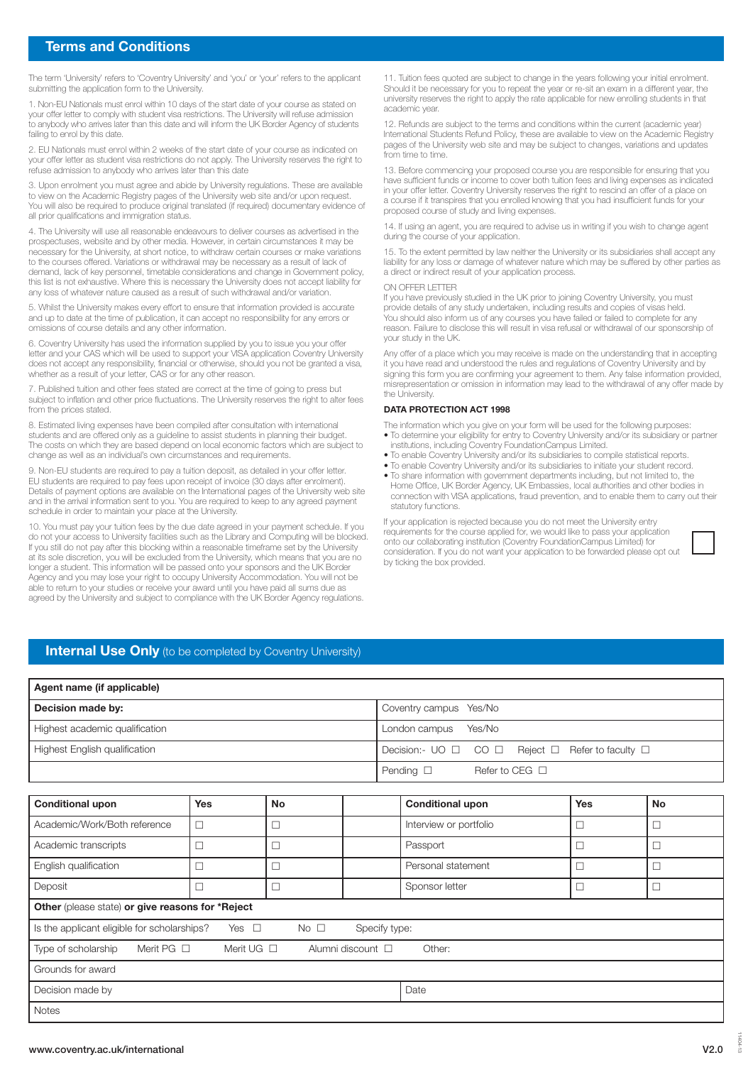## Terms and Conditions

The term 'University' refers to 'Coventry University' and 'you' or 'your' refers to the applicant submitting the application form to the University.

1. Non-EU Nationals must enrol within 10 days of the start date of your course as stated on your offer letter to comply with student visa restrictions. The University will refuse admission to anybody who arrives later than this date and will inform the UK Border Agency of students failing to enrol by this date.

2. EU Nationals must enrol within 2 weeks of the start date of your course as indicated on your offer letter as student visa restrictions do not apply. The University reserves the right to refuse admission to anybody who arrives later than this date

3. Upon enrolment you must agree and abide by University regulations. These are available to view on the Academic Registry pages of the University web site and/or upon request. You will also be required to produce original translated (if required) documentary evidence of all prior qualifications and immigration status.

4. The University will use all reasonable endeavours to deliver courses as advertised in the prospectuses, website and by other media. However, in certain circumstances it may be necessary for the University, at short notice, to withdraw certain courses or make variations to the courses offered. Variations or withdrawal may be necessary as a result of lack of demand, lack of key personnel, timetable considerations and change in Government policy, this list is not exhaustive. Where this is necessary the University does not accept liability for any loss of whatever nature caused as a result of such withdrawal and/or variation.

5. Whilst the University makes every effort to ensure that information provided is accurate and up to date at the time of publication, it can accept no responsibility for any errors or omissions of course details and any other information.

6. Coventry University has used the information supplied by you to issue you your offer letter and your CAS which will be used to support your VISA application Coventry University does not accept any responsibility, financial or otherwise, should you not be granted a visa, whether as a result of your letter, CAS or for any other reason.

7. Published tuition and other fees stated are correct at the time of going to press but subject to inflation and other price fluctuations. The University reserves the right to alter fees from the prices stated.

8. Estimated living expenses have been compiled after consultation with international students and are offered only as a guideline to assist students in planning their budget. The costs on which they are based depend on local economic factors which are subject to change as well as an individual's own circumstances and requirements.

9. Non-EU students are required to pay a tuition deposit, as detailed in your offer letter. EU students are required to pay fees upon receipt of invoice (30 days after enrolment). Details of payment options are available on the International pages of the University web site and in the arrival information sent to you. You are required to keep to any agreed payment schedule in order to maintain your place at the University.

10. You must pay your tuition fees by the due date agreed in your payment schedule. If you do not your access to University facilities such as the Library and Computing will be blocked. If you still do not pay after this blocking within a reasonable timeframe set by the University at its sole discretion, you will be excluded from the University, which means that you are no longer a student. This information will be passed onto your sponsors and the UK Border Agency and you may lose your right to occupy University Accommodation. You will not be able to return to your studies or receive your award until you have paid all sums due as agreed by the University and subject to compliance with the UK Border Agency regulations.

11. Tuition fees quoted are subject to change in the years following your initial enrolment. Should it be necessary for you to repeat the year or re-sit an exam in a different year, the university reserves the right to apply the rate applicable for new enrolling students in that academic year.

12. Refunds are subject to the terms and conditions within the current (academic year) International Students Refund Policy, these are available to view on the Academic Registry pages of the University web site and may be subject to changes, variations and updates from time to time.

13. Before commencing your proposed course you are responsible for ensuring that you have sufficient funds or income to cover both tuition fees and living expenses as indicated in your offer letter. Coventry University reserves the right to rescind an offer of a place on a course if it transpires that you enrolled knowing that you had insufficient funds for your proposed course of study and living expenses.

14. If using an agent, you are required to advise us in writing if you wish to change agent during the course of your application.

15. To the extent permitted by law neither the University or its subsidiaries shall accept any liability for any loss or damage of whatever nature which may be suffered by other parties as a direct or indirect result of your application process.

ON OFFER LETTER

If you have previously studied in the UK prior to joining Coventry University, you must provide details of any study undertaken, including results and copies of visas held. You should also inform us of any courses you have failed or failed to complete for any reason. Failure to disclose this will result in visa refusal or withdrawal of our sponsorship of your study in the UK.

Any offer of a place which you may receive is made on the understanding that in accepting it you have read and understood the rules and regulations of Coventry University and by signing this form you are confirming your agreement to them. Any false information provided, misrepresentation or omission in information may lead to the withdrawal of any offer made by the University.

**DATA PROTECTION ACT 1998**

The information which you give on your form will be used for the following purposes:

- To determine your eligibility for entry to Coventry University and/or its subsidiary or partner institutions, including Coventry FoundationCampus Limited.
- To enable Coventry University and/or its subsidiaries to compile statistical reports.
- To enable Coventry University and/or its subsidiaries to initiate your student record.
- To share information with government departments including, but not limited to, the Home Office, UK Border Agency, UK Embassies, local authorities and other bodies in connection with VISA applications, fraud prevention, and to enable them to carry out their statutory functions.

If your application is rejected because you do not meet the University entry requirements for the course applied for, we would like to pass your application onto our collaborating institution (Coventry FoundationCampus Limited) for consideration. If you do not want your application to be forwarded please opt out by ticking the box provided. ☐

## Internal Use Only (to be completed by Coventry University)

| | |
|---|---|
| **Agent name (if applicable)** | |
| **Decision made by:** | Coventry campus Yes/No |
| Highest academic qualification | London campus Yes/No |
| Highest English qualification | Decision:- UO ☐ CO ☐ Reject ☐ Refer to faculty ☐ |
| | Pending ☐ Refer to CEG ☐ |

| **Conditional upon** | **Yes** | **No** | | **Conditional upon** | **Yes** | **No** |
|---|---|---|---|---|---|---|
| Academic/Work/Both reference | ☐ | ☐ | | Interview or portfolio | ☐ | ☐ |
| Academic transcripts | ☐ | ☐ | | Passport | ☐ | ☐ |
| English qualification | ☐ | ☐ | | Personal statement | ☐ | ☐ |
| Deposit | ☐ | ☐ | | Sponsor letter | ☐ | ☐ |

**Other** (please state) **or give reasons for *Reject**

Is the applicant eligible for scholarships? Yes ☐ No ☐ Specify type:

Type of scholarship Merit PG ☐ Merit UG ☐ Alumni discount ☐ Other:

Grounds for award

Decision made by Date

Notes

www.coventry.ac.uk/international

V2.0